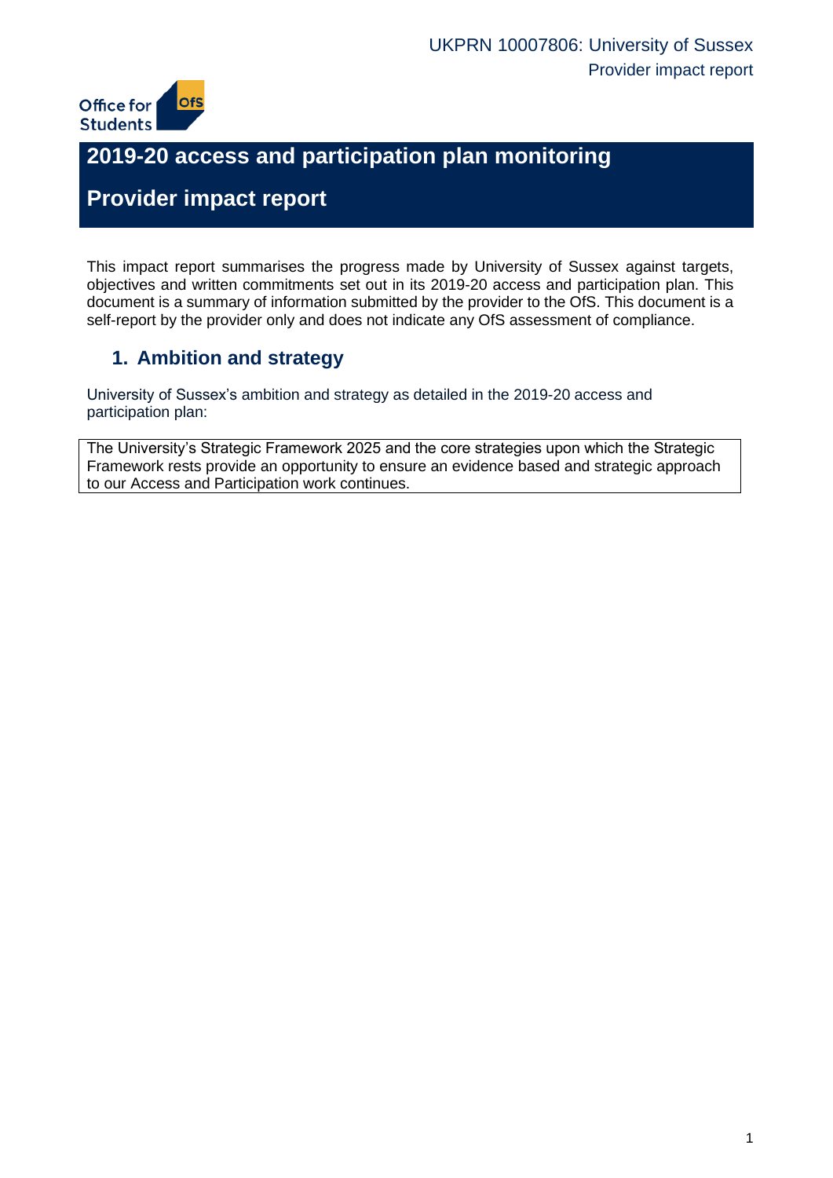# 2019-20 access and participation plan monitoring

# Provider impact report

This impact report summarises the progress made by University of Sussex against targets, objectives and written commitments set out in its 2019-20 access and participation plan. This document is a summary of information submitted by the provider to the OfS. This document is a self-report by the provider only and does not indicate any OfS assessment of compliance.

## 1. Ambition and strategy

University of Sussex's ambition and strategy as detailed in the 2019-20 access and participation plan:

| The University's Strategic Framework 2025 and the core strategies upon which the Strategic Framework rests provide an opportunity to ensure an evidence based and strategic approach to our Access and Participation work continues. |
|---|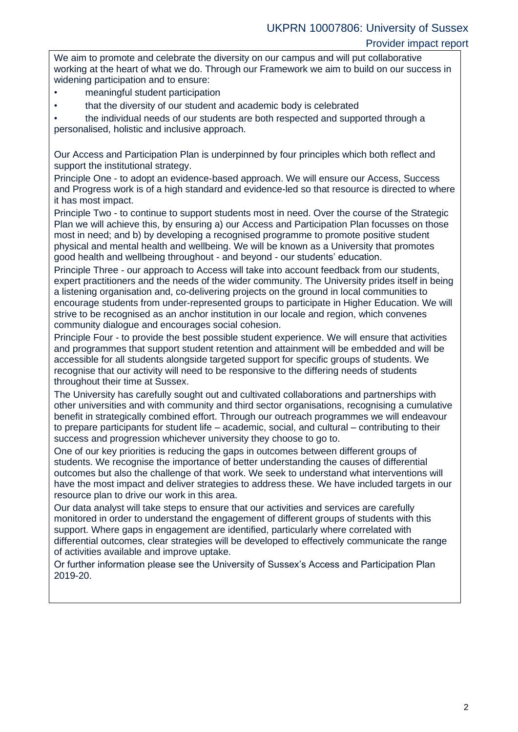We aim to promote and celebrate the diversity on our campus and will put collaborative working at the heart of what we do. Through our Framework we aim to build on our success in widening participation and to ensure:

- meaningful student participation
- that the diversity of our student and academic body is celebrated
- the individual needs of our students are both respected and supported through a personalised, holistic and inclusive approach.

Our Access and Participation Plan is underpinned by four principles which both reflect and support the institutional strategy.

Principle One - to adopt an evidence-based approach. We will ensure our Access, Success and Progress work is of a high standard and evidence-led so that resource is directed to where it has most impact.

Principle Two - to continue to support students most in need. Over the course of the Strategic Plan we will achieve this, by ensuring a) our Access and Participation Plan focusses on those most in need; and b) by developing a recognised programme to promote positive student physical and mental health and wellbeing. We will be known as a University that promotes good health and wellbeing throughout - and beyond - our students' education.

Principle Three - our approach to Access will take into account feedback from our students, expert practitioners and the needs of the wider community. The University prides itself in being a listening organisation and, co-delivering projects on the ground in local communities to encourage students from under-represented groups to participate in Higher Education. We will strive to be recognised as an anchor institution in our locale and region, which convenes community dialogue and encourages social cohesion.

Principle Four - to provide the best possible student experience. We will ensure that activities and programmes that support student retention and attainment will be embedded and will be accessible for all students alongside targeted support for specific groups of students. We recognise that our activity will need to be responsive to the differing needs of students throughout their time at Sussex.

The University has carefully sought out and cultivated collaborations and partnerships with other universities and with community and third sector organisations, recognising a cumulative benefit in strategically combined effort. Through our outreach programmes we will endeavour to prepare participants for student life – academic, social, and cultural – contributing to their success and progression whichever university they choose to go to.

One of our key priorities is reducing the gaps in outcomes between different groups of students. We recognise the importance of better understanding the causes of differential outcomes but also the challenge of that work. We seek to understand what interventions will have the most impact and deliver strategies to address these. We have included targets in our resource plan to drive our work in this area.

Our data analyst will take steps to ensure that our activities and services are carefully monitored in order to understand the engagement of different groups of students with this support. Where gaps in engagement are identified, particularly where correlated with differential outcomes, clear strategies will be developed to effectively communicate the range of activities available and improve uptake.

Or further information please see the University of Sussex's Access and Participation Plan 2019-20.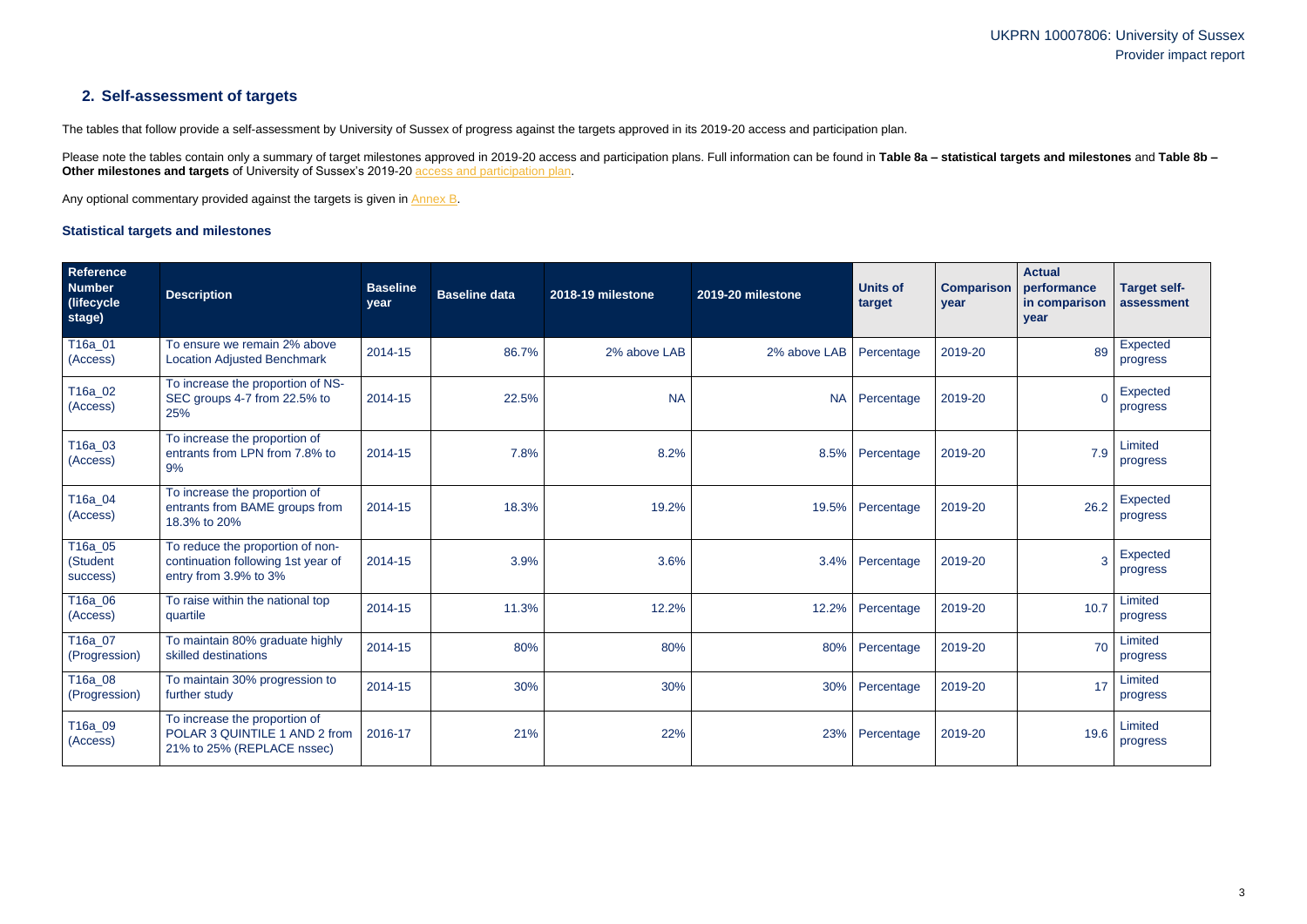## 2. Self-assessment of targets

The tables that follow provide a self-assessment by University of Sussex of progress against the targets approved in its 2019-20 access and participation plan.

Please note the tables contain only a summary of target milestones approved in 2019-20 access and participation plans. Full information can be found in **Table 8a – statistical targets and milestones** and **Table 8b – Other milestones and targets** of University of Sussex's 2019-20 access and participation plan.

Any optional commentary provided against the targets is given in Annex B.

### Statistical targets and milestones

| Reference Number (lifecycle stage) | Description | Baseline year | Baseline data | 2018-19 milestone | 2019-20 milestone | Units of target | Comparison year | Actual performance in comparison year | Target self-assessment |
|---|---|---|---|---|---|---|---|---|---|
| T16a_01 (Access) | To ensure we remain 2% above Location Adjusted Benchmark | 2014-15 | 86.7% | 2% above LAB | 2% above LAB | Percentage | 2019-20 | 89 | Expected progress |
| T16a_02 (Access) | To increase the proportion of NS-SEC groups 4-7 from 22.5% to 25% | 2014-15 | 22.5% | NA | NA | Percentage | 2019-20 | 0 | Expected progress |
| T16a_03 (Access) | To increase the proportion of entrants from LPN from 7.8% to 9% | 2014-15 | 7.8% | 8.2% | 8.5% | Percentage | 2019-20 | 7.9 | Limited progress |
| T16a_04 (Access) | To increase the proportion of entrants from BAME groups from 18.3% to 20% | 2014-15 | 18.3% | 19.2% | 19.5% | Percentage | 2019-20 | 26.2 | Expected progress |
| T16a_05 (Student success) | To reduce the proportion of non-continuation following 1st year of entry from 3.9% to 3% | 2014-15 | 3.9% | 3.6% | 3.4% | Percentage | 2019-20 | 3 | Expected progress |
| T16a_06 (Access) | To raise within the national top quartile | 2014-15 | 11.3% | 12.2% | 12.2% | Percentage | 2019-20 | 10.7 | Limited progress |
| T16a_07 (Progression) | To maintain 80% graduate highly skilled destinations | 2014-15 | 80% | 80% | 80% | Percentage | 2019-20 | 70 | Limited progress |
| T16a_08 (Progression) | To maintain 30% progression to further study | 2014-15 | 30% | 30% | 30% | Percentage | 2019-20 | 17 | Limited progress |
| T16a_09 (Access) | To increase the proportion of POLAR 3 QUINTILE 1 AND 2 from 21% to 25% (REPLACE nssec) | 2016-17 | 21% | 22% | 23% | Percentage | 2019-20 | 19.6 | Limited progress |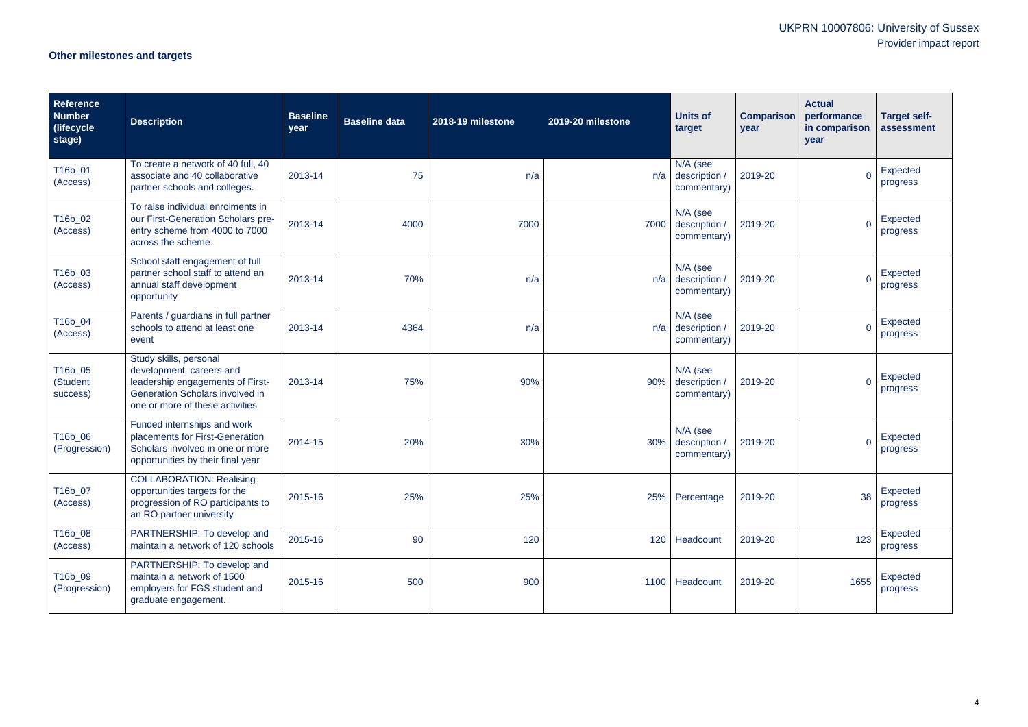**Other milestones and targets**

| Reference Number (lifecycle stage) | Description | Baseline year | Baseline data | 2018-19 milestone | 2019-20 milestone | Units of target | Comparison year | Actual performance in comparison year | Target self-assessment |
|---|---|---|---|---|---|---|---|---|---|
| T16b_01 (Access) | To create a network of 40 full, 40 associate and 40 collaborative partner schools and colleges. | 2013-14 | 75 | n/a | n/a | N/A (see description / commentary) | 2019-20 | 0 | Expected progress |
| T16b_02 (Access) | To raise individual enrolments in our First-Generation Scholars pre-entry scheme from 4000 to 7000 across the scheme | 2013-14 | 4000 | 7000 | 7000 | N/A (see description / commentary) | 2019-20 | 0 | Expected progress |
| T16b_03 (Access) | School staff engagement of full partner school staff to attend an annual staff development opportunity | 2013-14 | 70% | n/a | n/a | N/A (see description / commentary) | 2019-20 | 0 | Expected progress |
| T16b_04 (Access) | Parents / guardians in full partner schools to attend at least one event | 2013-14 | 4364 | n/a | n/a | N/A (see description / commentary) | 2019-20 | 0 | Expected progress |
| T16b_05 (Student success) | Study skills, personal development, careers and leadership engagements of First-Generation Scholars involved in one or more of these activities | 2013-14 | 75% | 90% | 90% | N/A (see description / commentary) | 2019-20 | 0 | Expected progress |
| T16b_06 (Progression) | Funded internships and work placements for First-Generation Scholars involved in one or more opportunities by their final year | 2014-15 | 20% | 30% | 30% | N/A (see description / commentary) | 2019-20 | 0 | Expected progress |
| T16b_07 (Access) | COLLABORATION: Realising opportunities targets for the progression of RO participants to an RO partner university | 2015-16 | 25% | 25% | 25% | Percentage | 2019-20 | 38 | Expected progress |
| T16b_08 (Access) | PARTNERSHIP: To develop and maintain a network of 120 schools | 2015-16 | 90 | 120 | 120 | Headcount | 2019-20 | 123 | Expected progress |
| T16b_09 (Progression) | PARTNERSHIP: To develop and maintain a network of 1500 employers for FGS student and graduate engagement. | 2015-16 | 500 | 900 | 1100 | Headcount | 2019-20 | 1655 | Expected progress |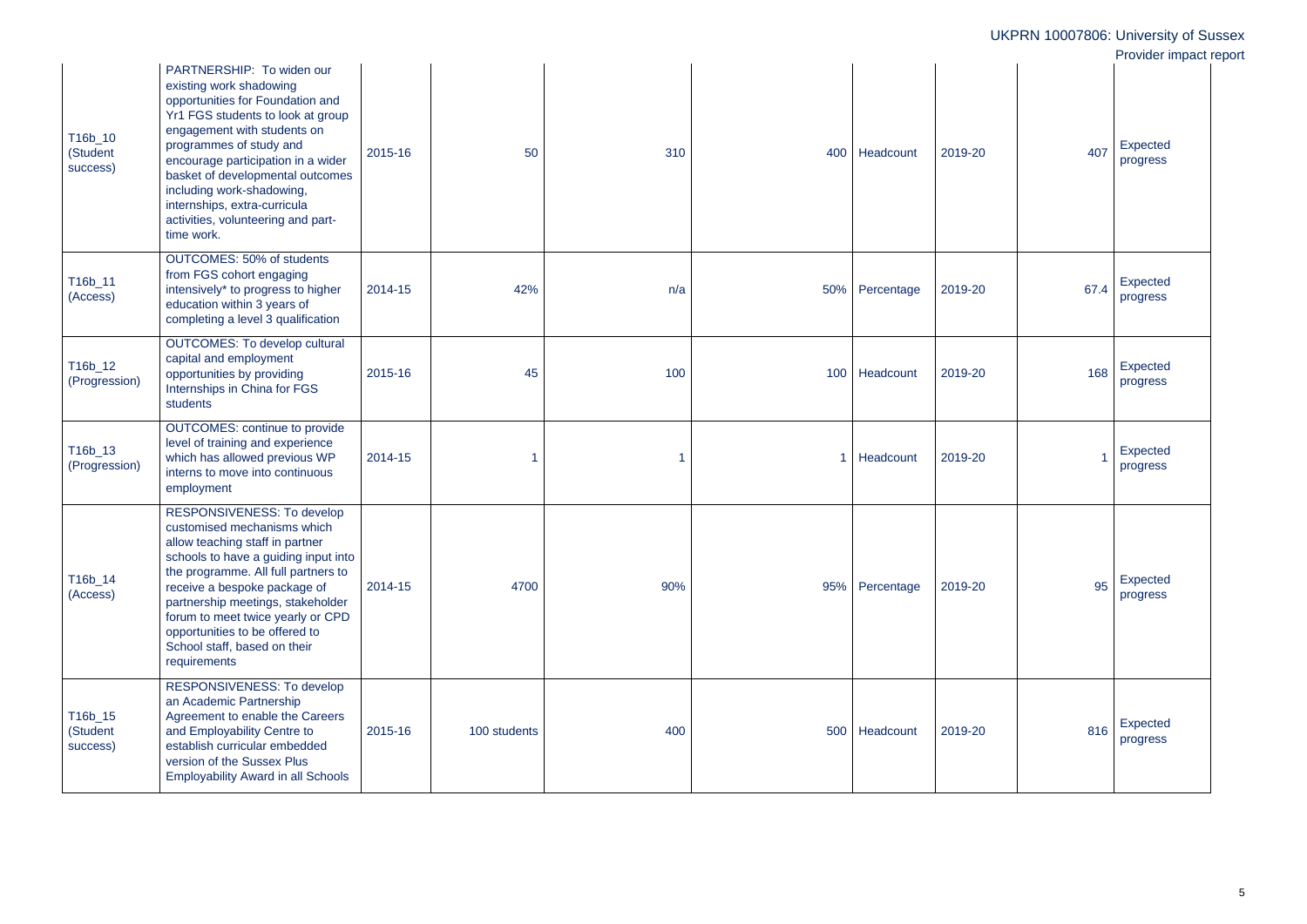| | | | | | | | | | |
|---|---|---|---|---|---|---|---|---|---|
| T16b_10 (Student success) | PARTNERSHIP: To widen our existing work shadowing opportunities for Foundation and Yr1 FGS students to look at group engagement with students on programmes of study and encourage participation in a wider basket of developmental outcomes including work-shadowing, internships, extra-curricula activities, volunteering and part-time work. | 2015-16 | 50 | 310 | 400 | Headcount | 2019-20 | 407 | Expected progress |
| T16b_11 (Access) | OUTCOMES: 50% of students from FGS cohort engaging intensively* to progress to higher education within 3 years of completing a level 3 qualification | 2014-15 | 42% | n/a | 50% | Percentage | 2019-20 | 67.4 | Expected progress |
| T16b_12 (Progression) | OUTCOMES: To develop cultural capital and employment opportunities by providing Internships in China for FGS students | 2015-16 | 45 | 100 | 100 | Headcount | 2019-20 | 168 | Expected progress |
| T16b_13 (Progression) | OUTCOMES: continue to provide level of training and experience which has allowed previous WP interns to move into continuous employment | 2014-15 | 1 | 1 | 1 | Headcount | 2019-20 | 1 | Expected progress |
| T16b_14 (Access) | RESPONSIVENESS: To develop customised mechanisms which allow teaching staff in partner schools to have a guiding input into the programme. All full partners to receive a bespoke package of partnership meetings, stakeholder forum to meet twice yearly or CPD opportunities to be offered to School staff, based on their requirements | 2014-15 | 4700 | 90% | 95% | Percentage | 2019-20 | 95 | Expected progress |
| T16b_15 (Student success) | RESPONSIVENESS: To develop an Academic Partnership Agreement to enable the Careers and Employability Centre to establish curricular embedded version of the Sussex Plus Employability Award in all Schools | 2015-16 | 100 students | 400 | 500 | Headcount | 2019-20 | 816 | Expected progress |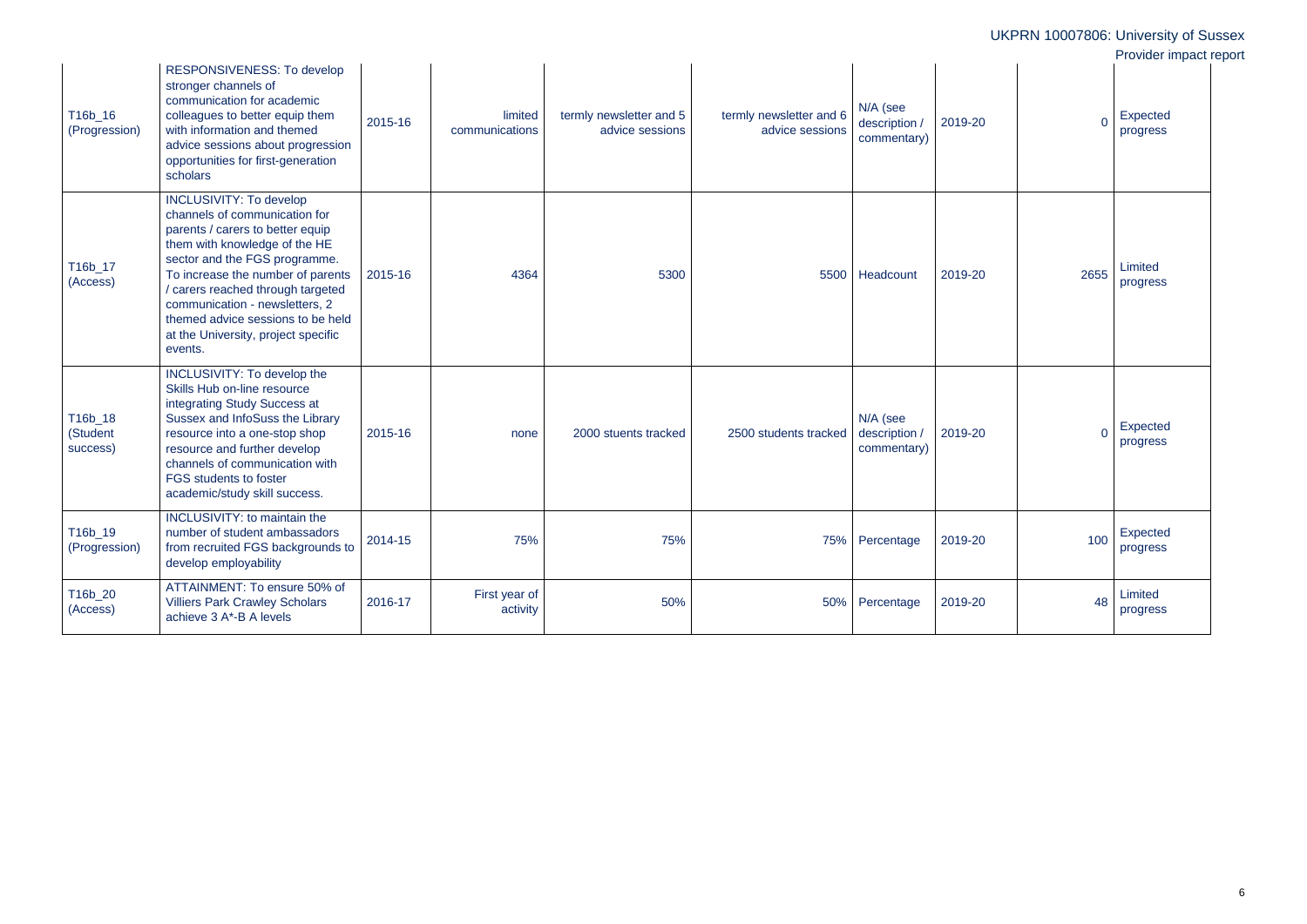| T16b_16 (Progression) | RESPONSIVENESS: To develop stronger channels of communication for academic colleagues to better equip them with information and themed advice sessions about progression opportunities for first-generation scholars | 2015-16 | limited communications | termly newsletter and 5 advice sessions | termly newsletter and 6 advice sessions | N/A (see description / commentary) | 2019-20 | 0 | Expected progress |
|---|---|---|---|---|---|---|---|---|---|
| T16b_17 (Access) | INCLUSIVITY: To develop channels of communication for parents / carers to better equip them with knowledge of the HE sector and the FGS programme. To increase the number of parents / carers reached through targeted communication - newsletters, 2 themed advice sessions to be held at the University, project specific events. | 2015-16 | 4364 | 5300 | 5500 | Headcount | 2019-20 | 2655 | Limited progress |
| T16b_18 (Student success) | INCLUSIVITY: To develop the Skills Hub on-line resource integrating Study Success at Sussex and InfoSuss the Library resource into a one-stop shop resource and further develop channels of communication with FGS students to foster academic/study skill success. | 2015-16 | none | 2000 stuents tracked | 2500 students tracked | N/A (see description / commentary) | 2019-20 | 0 | Expected progress |
| T16b_19 (Progression) | INCLUSIVITY: to maintain the number of student ambassadors from recruited FGS backgrounds to develop employability | 2014-15 | 75% | 75% | 75% | Percentage | 2019-20 | 100 | Expected progress |
| T16b_20 (Access) | ATTAINMENT: To ensure 50% of Villiers Park Crawley Scholars achieve 3 A*-B A levels | 2016-17 | First year of activity | 50% | 50% | Percentage | 2019-20 | 48 | Limited progress |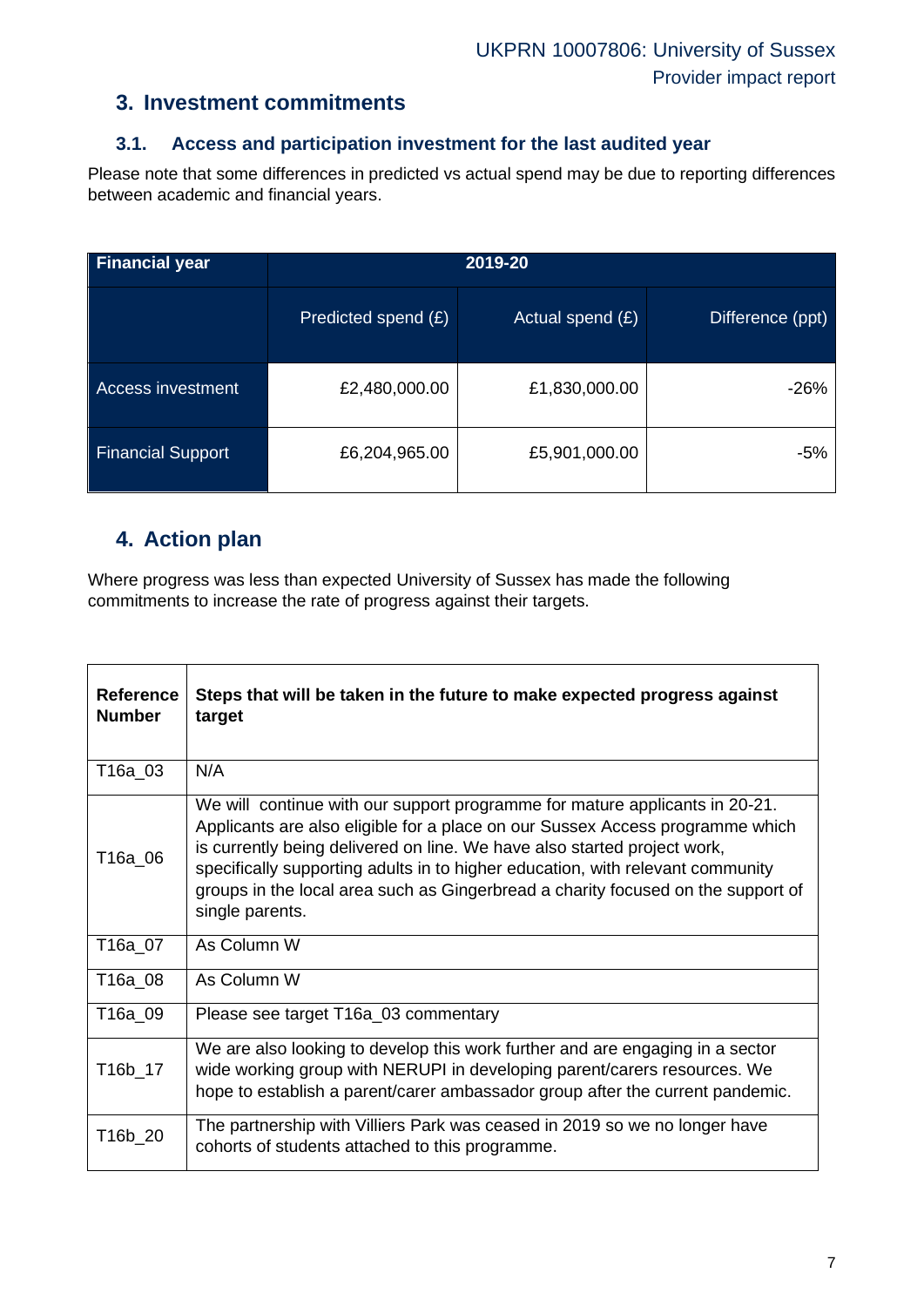## 3. Investment commitments

### 3.1. Access and participation investment for the last audited year

Please note that some differences in predicted vs actual spend may be due to reporting differences between academic and financial years.

| Financial year | 2019-20 | | |
|---|---|---|---|
| | Predicted spend (£) | Actual spend (£) | Difference (ppt) |
| Access investment | £2,480,000.00 | £1,830,000.00 | -26% |
| Financial Support | £6,204,965.00 | £5,901,000.00 | -5% |

## 4. Action plan

Where progress was less than expected University of Sussex has made the following commitments to increase the rate of progress against their targets.

| Reference Number | Steps that will be taken in the future to make expected progress against target |
|---|---|
| T16a_03 | N/A |
| T16a_06 | We will continue with our support programme for mature applicants in 20-21. Applicants are also eligible for a place on our Sussex Access programme which is currently being delivered on line. We have also started project work, specifically supporting adults in to higher education, with relevant community groups in the local area such as Gingerbread a charity focused on the support of single parents. |
| T16a_07 | As Column W |
| T16a_08 | As Column W |
| T16a_09 | Please see target T16a_03 commentary |
| T16b_17 | We are also looking to develop this work further and are engaging in a sector wide working group with NERUPI in developing parent/carers resources. We hope to establish a parent/carer ambassador group after the current pandemic. |
| T16b_20 | The partnership with Villiers Park was ceased in 2019 so we no longer have cohorts of students attached to this programme. |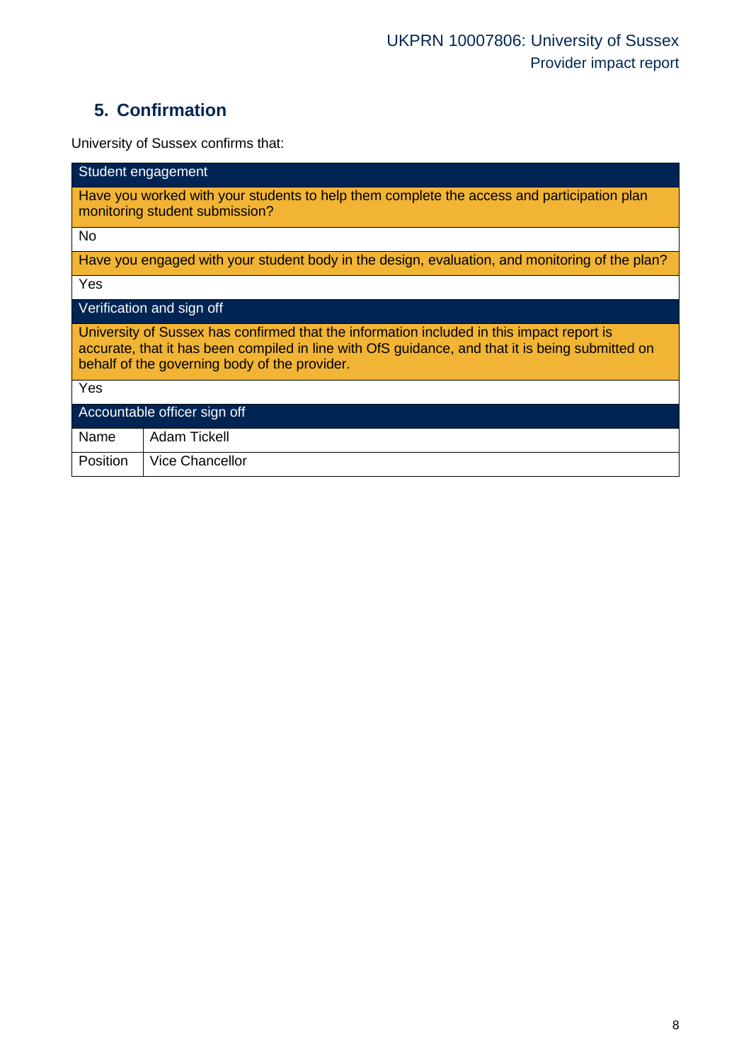## 5. Confirmation

University of Sussex confirms that:

| Student engagement | |
|---|---|
| Have you worked with your students to help them complete the access and participation plan monitoring student submission? | |
| No | |
| Have you engaged with your student body in the design, evaluation, and monitoring of the plan? | |
| Yes | |
| **Verification and sign off** | |
| University of Sussex has confirmed that the information included in this impact report is accurate, that it has been compiled in line with OfS guidance, and that it is being submitted on behalf of the governing body of the provider. | |
| Yes | |
| **Accountable officer sign off** | |
| Name | Adam Tickell |
| Position | Vice Chancellor |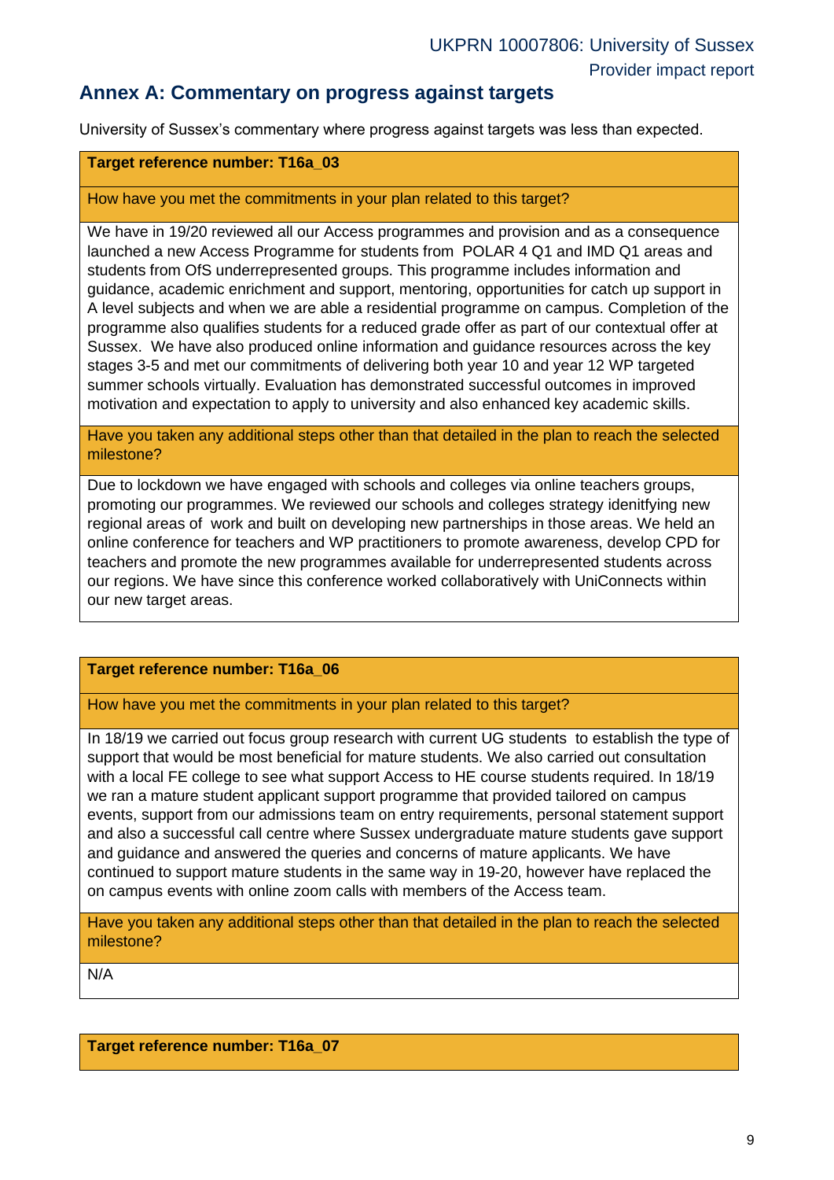## Annex A: Commentary on progress against targets

University of Sussex's commentary where progress against targets was less than expected.

| **Target reference number: T16a_03** |
|---|
| How have you met the commitments in your plan related to this target? |
| We have in 19/20 reviewed all our Access programmes and provision and as a consequence launched a new Access Programme for students from POLAR 4 Q1 and IMD Q1 areas and students from OfS underrepresented groups. This programme includes information and guidance, academic enrichment and support, mentoring, opportunities for catch up support in A level subjects and when we are able a residential programme on campus. Completion of the programme also qualifies students for a reduced grade offer as part of our contextual offer at Sussex. We have also produced online information and guidance resources across the key stages 3-5 and met our commitments of delivering both year 10 and year 12 WP targeted summer schools virtually. Evaluation has demonstrated successful outcomes in improved motivation and expectation to apply to university and also enhanced key academic skills. |
| Have you taken any additional steps other than that detailed in the plan to reach the selected milestone? |
| Due to lockdown we have engaged with schools and colleges via online teachers groups, promoting our programmes. We reviewed our schools and colleges strategy idenitfying new regional areas of work and built on developing new partnerships in those areas. We held an online conference for teachers and WP practitioners to promote awareness, develop CPD for teachers and promote the new programmes available for underrepresented students across our regions. We have since this conference worked collaboratively with UniConnects within our new target areas. |

| **Target reference number: T16a_06** |
|---|
| How have you met the commitments in your plan related to this target? |
| In 18/19 we carried out focus group research with current UG students to establish the type of support that would be most beneficial for mature students. We also carried out consultation with a local FE college to see what support Access to HE course students required. In 18/19 we ran a mature student applicant support programme that provided tailored on campus events, support from our admissions team on entry requirements, personal statement support and also a successful call centre where Sussex undergraduate mature students gave support and guidance and answered the queries and concerns of mature applicants. We have continued to support mature students in the same way in 19-20, however have replaced the on campus events with online zoom calls with members of the Access team. |
| Have you taken any additional steps other than that detailed in the plan to reach the selected milestone? |
| N/A |

| **Target reference number: T16a_07** |
|---|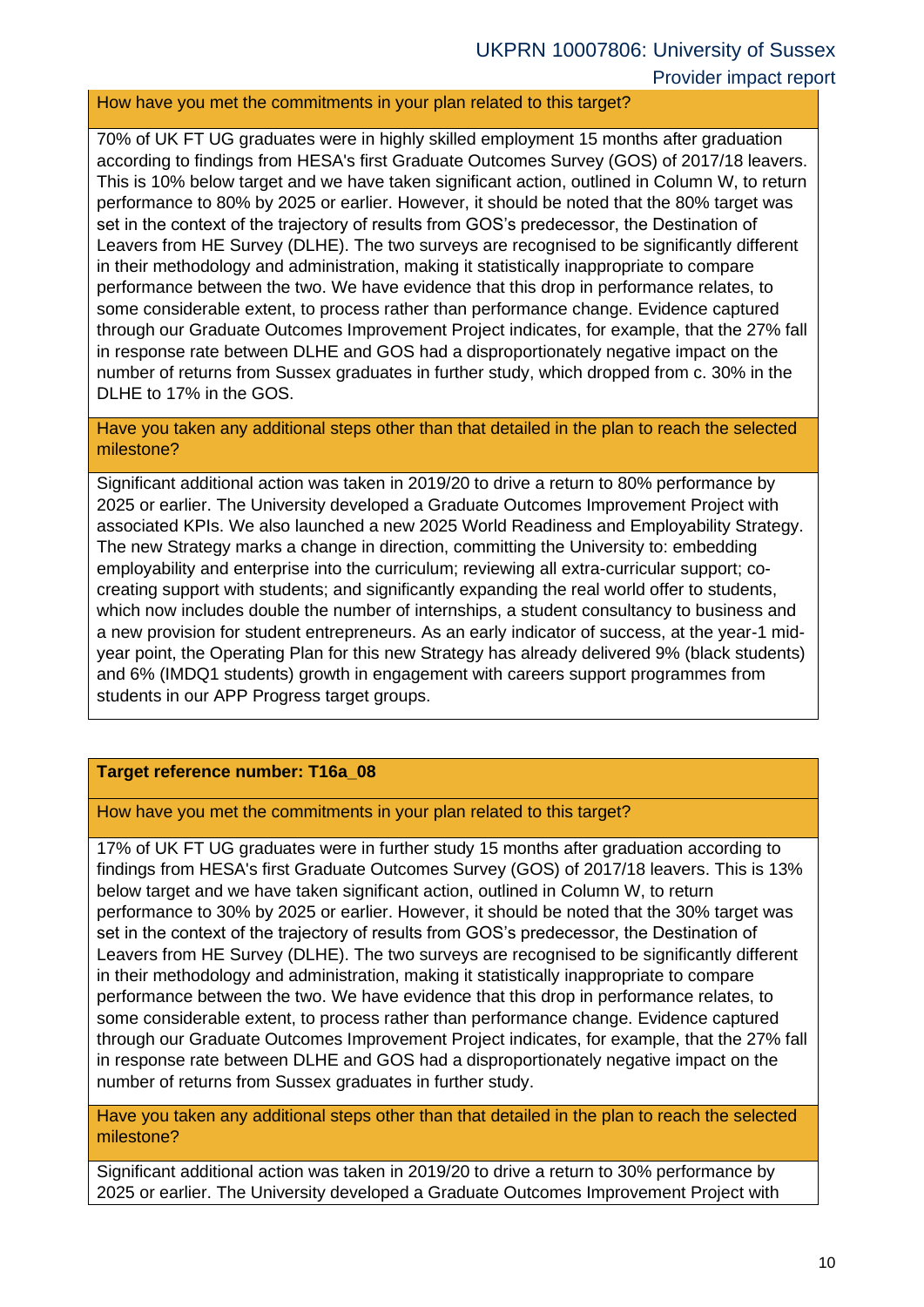How have you met the commitments in your plan related to this target?

70% of UK FT UG graduates were in highly skilled employment 15 months after graduation according to findings from HESA's first Graduate Outcomes Survey (GOS) of 2017/18 leavers. This is 10% below target and we have taken significant action, outlined in Column W, to return performance to 80% by 2025 or earlier. However, it should be noted that the 80% target was set in the context of the trajectory of results from GOS's predecessor, the Destination of Leavers from HE Survey (DLHE). The two surveys are recognised to be significantly different in their methodology and administration, making it statistically inappropriate to compare performance between the two. We have evidence that this drop in performance relates, to some considerable extent, to process rather than performance change. Evidence captured through our Graduate Outcomes Improvement Project indicates, for example, that the 27% fall in response rate between DLHE and GOS had a disproportionately negative impact on the number of returns from Sussex graduates in further study, which dropped from c. 30% in the DLHE to 17% in the GOS.

Have you taken any additional steps other than that detailed in the plan to reach the selected milestone?

Significant additional action was taken in 2019/20 to drive a return to 80% performance by 2025 or earlier. The University developed a Graduate Outcomes Improvement Project with associated KPIs. We also launched a new 2025 World Readiness and Employability Strategy. The new Strategy marks a change in direction, committing the University to: embedding employability and enterprise into the curriculum; reviewing all extra-curricular support; co-creating support with students; and significantly expanding the real world offer to students, which now includes double the number of internships, a student consultancy to business and a new provision for student entrepreneurs. As an early indicator of success, at the year-1 mid-year point, the Operating Plan for this new Strategy has already delivered 9% (black students) and 6% (IMDQ1 students) growth in engagement with careers support programmes from students in our APP Progress target groups.

**Target reference number: T16a_08**

How have you met the commitments in your plan related to this target?

17% of UK FT UG graduates were in further study 15 months after graduation according to findings from HESA's first Graduate Outcomes Survey (GOS) of 2017/18 leavers. This is 13% below target and we have taken significant action, outlined in Column W, to return performance to 30% by 2025 or earlier. However, it should be noted that the 30% target was set in the context of the trajectory of results from GOS's predecessor, the Destination of Leavers from HE Survey (DLHE). The two surveys are recognised to be significantly different in their methodology and administration, making it statistically inappropriate to compare performance between the two. We have evidence that this drop in performance relates, to some considerable extent, to process rather than performance change. Evidence captured through our Graduate Outcomes Improvement Project indicates, for example, that the 27% fall in response rate between DLHE and GOS had a disproportionately negative impact on the number of returns from Sussex graduates in further study.

Have you taken any additional steps other than that detailed in the plan to reach the selected milestone?

Significant additional action was taken in 2019/20 to drive a return to 30% performance by 2025 or earlier. The University developed a Graduate Outcomes Improvement Project with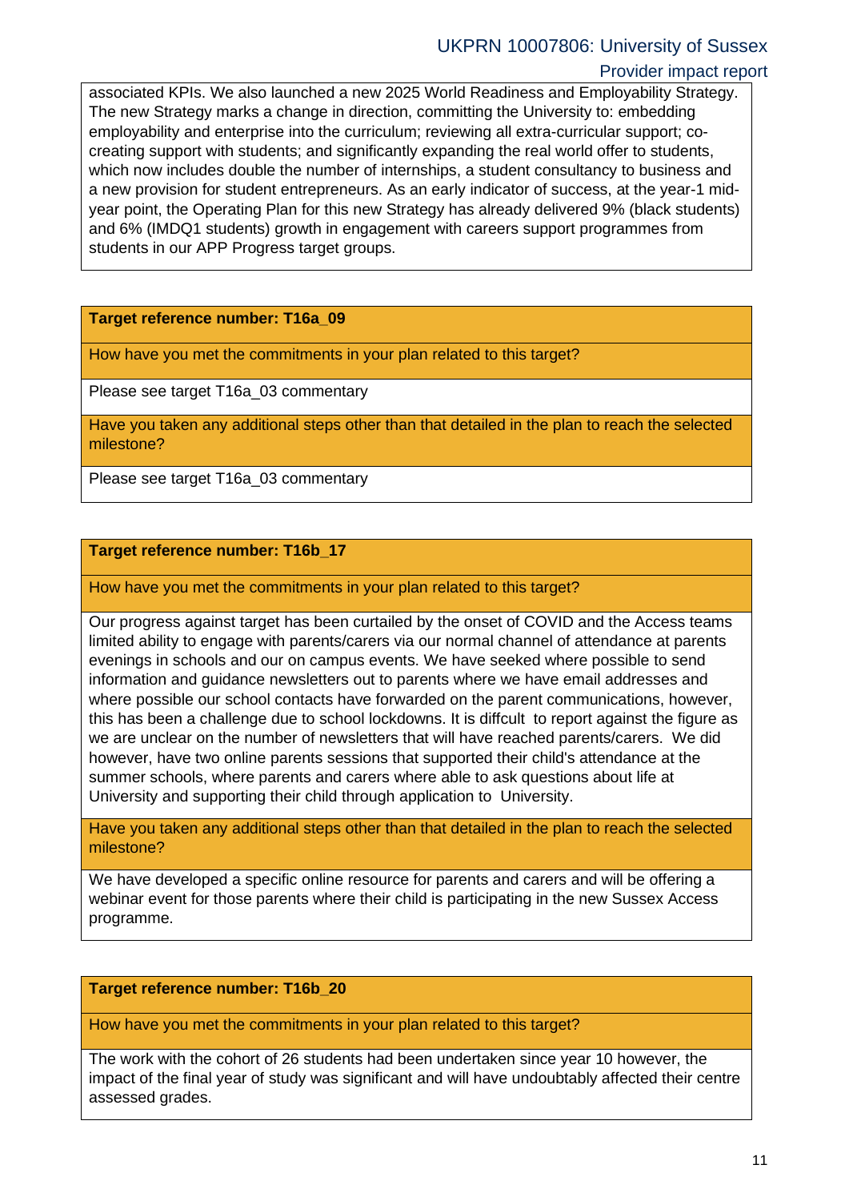associated KPIs. We also launched a new 2025 World Readiness and Employability Strategy. The new Strategy marks a change in direction, committing the University to: embedding employability and enterprise into the curriculum; reviewing all extra-curricular support; co-creating support with students; and significantly expanding the real world offer to students, which now includes double the number of internships, a student consultancy to business and a new provision for student entrepreneurs. As an early indicator of success, at the year-1 mid-year point, the Operating Plan for this new Strategy has already delivered 9% (black students) and 6% (IMDQ1 students) growth in engagement with careers support programmes from students in our APP Progress target groups.

**Target reference number: T16a_09**

How have you met the commitments in your plan related to this target?

Please see target T16a_03 commentary

Have you taken any additional steps other than that detailed in the plan to reach the selected milestone?

Please see target T16a_03 commentary

**Target reference number: T16b_17**

How have you met the commitments in your plan related to this target?

Our progress against target has been curtailed by the onset of COVID and the Access teams limited ability to engage with parents/carers via our normal channel of attendance at parents evenings in schools and our on campus events. We have seeked where possible to send information and guidance newsletters out to parents where we have email addresses and where possible our school contacts have forwarded on the parent communications, however, this has been a challenge due to school lockdowns. It is diffcult to report against the figure as we are unclear on the number of newsletters that will have reached parents/carers. We did however, have two online parents sessions that supported their child's attendance at the summer schools, where parents and carers where able to ask questions about life at University and supporting their child through application to University.

Have you taken any additional steps other than that detailed in the plan to reach the selected milestone?

We have developed a specific online resource for parents and carers and will be offering a webinar event for those parents where their child is participating in the new Sussex Access programme.

**Target reference number: T16b_20**

How have you met the commitments in your plan related to this target?

The work with the cohort of 26 students had been undertaken since year 10 however, the impact of the final year of study was significant and will have undoubtably affected their centre assessed grades.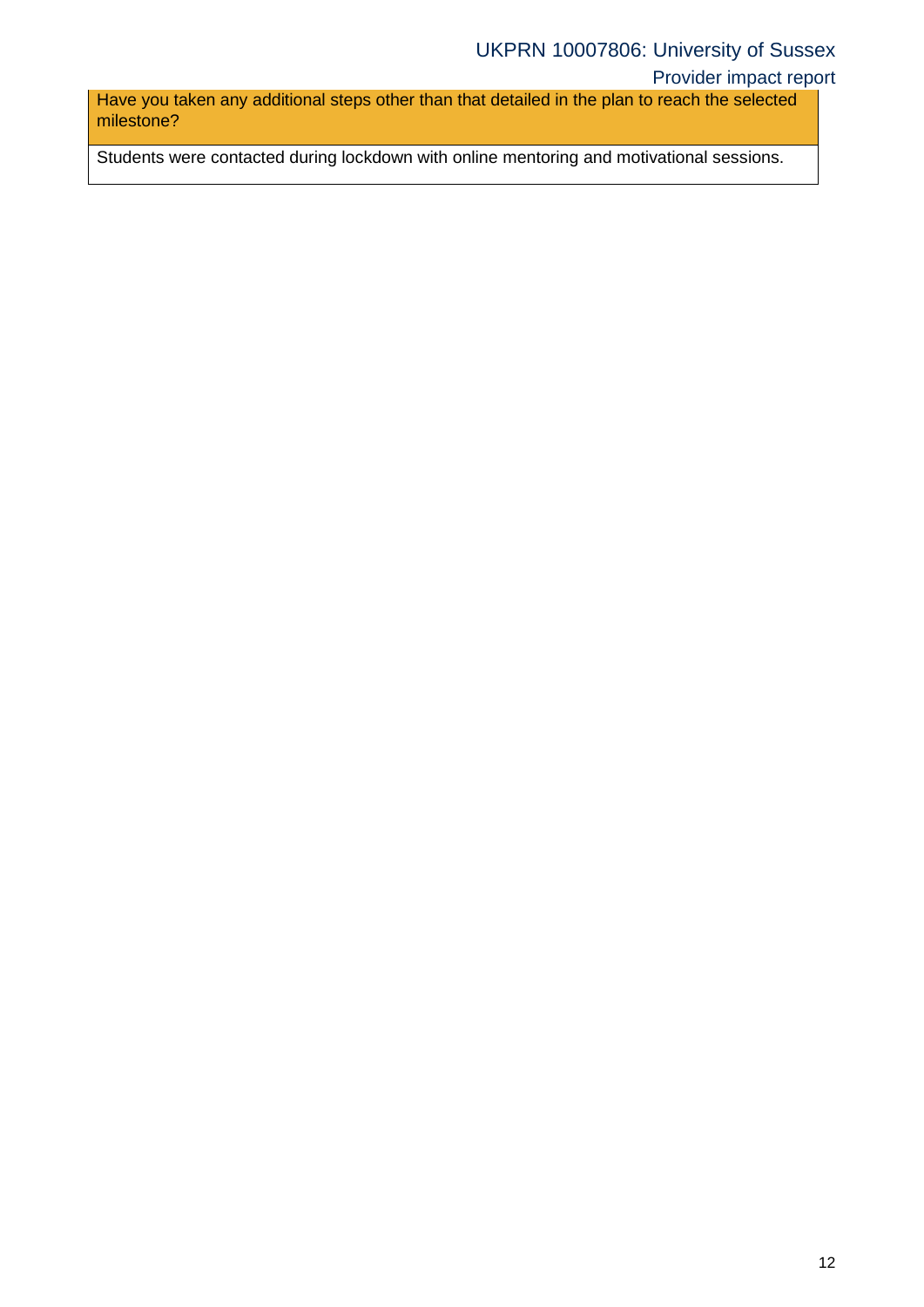| Have you taken any additional steps other than that detailed in the plan to reach the selected milestone? |
| --- |
| Students were contacted during lockdown with online mentoring and motivational sessions. |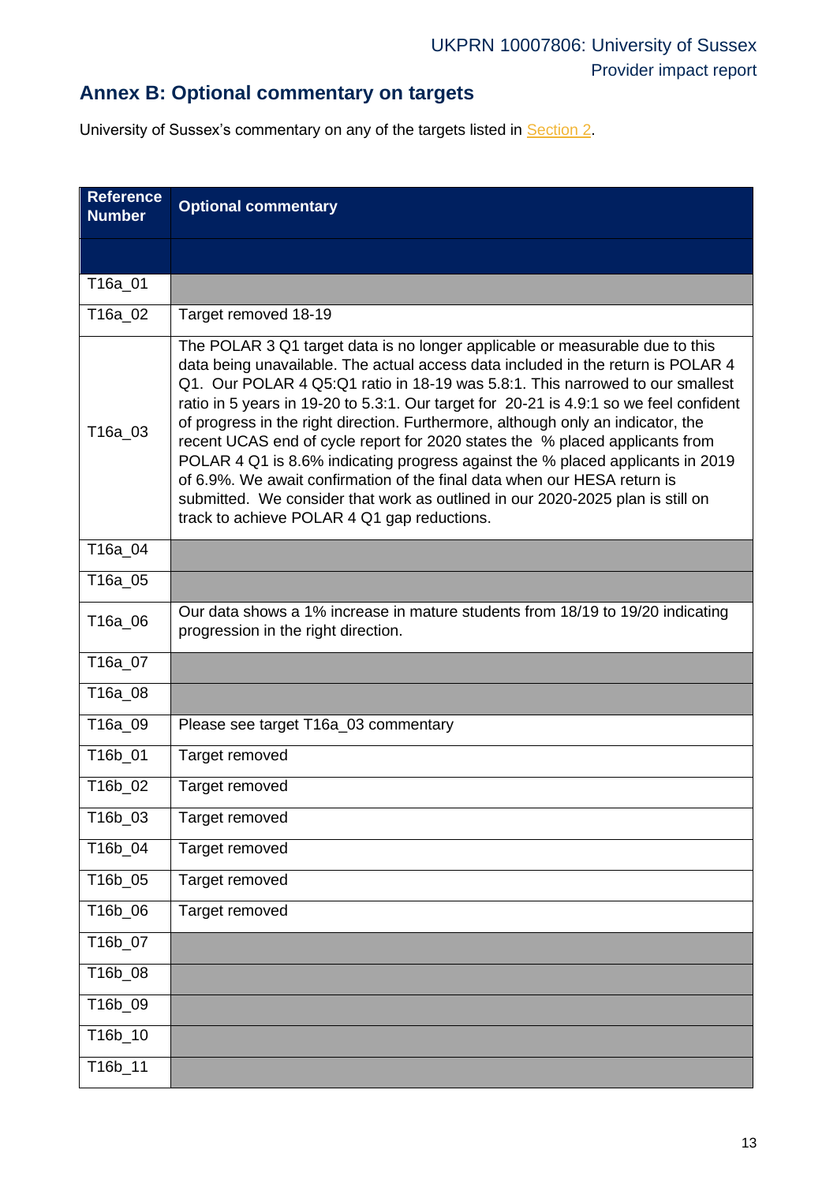## Annex B: Optional commentary on targets

University of Sussex's commentary on any of the targets listed in Section 2.

| Reference Number | Optional commentary |
|---|---|
| | |
| T16a_01 | |
| T16a_02 | Target removed 18-19 |
| T16a_03 | The POLAR 3 Q1 target data is no longer applicable or measurable due to this data being unavailable. The actual access data included in the return is POLAR 4 Q1. Our POLAR 4 Q5:Q1 ratio in 18-19 was 5.8:1. This narrowed to our smallest ratio in 5 years in 19-20 to 5.3:1. Our target for 20-21 is 4.9:1 so we feel confident of progress in the right direction. Furthermore, although only an indicator, the recent UCAS end of cycle report for 2020 states the % placed applicants from POLAR 4 Q1 is 8.6% indicating progress against the % placed applicants in 2019 of 6.9%. We await confirmation of the final data when our HESA return is submitted. We consider that work as outlined in our 2020-2025 plan is still on track to achieve POLAR 4 Q1 gap reductions. |
| T16a_04 | |
| T16a_05 | |
| T16a_06 | Our data shows a 1% increase in mature students from 18/19 to 19/20 indicating progression in the right direction. |
| T16a_07 | |
| T16a_08 | |
| T16a_09 | Please see target T16a_03 commentary |
| T16b_01 | Target removed |
| T16b_02 | Target removed |
| T16b_03 | Target removed |
| T16b_04 | Target removed |
| T16b_05 | Target removed |
| T16b_06 | Target removed |
| T16b_07 | |
| T16b_08 | |
| T16b_09 | |
| T16b_10 | |
| T16b_11 | |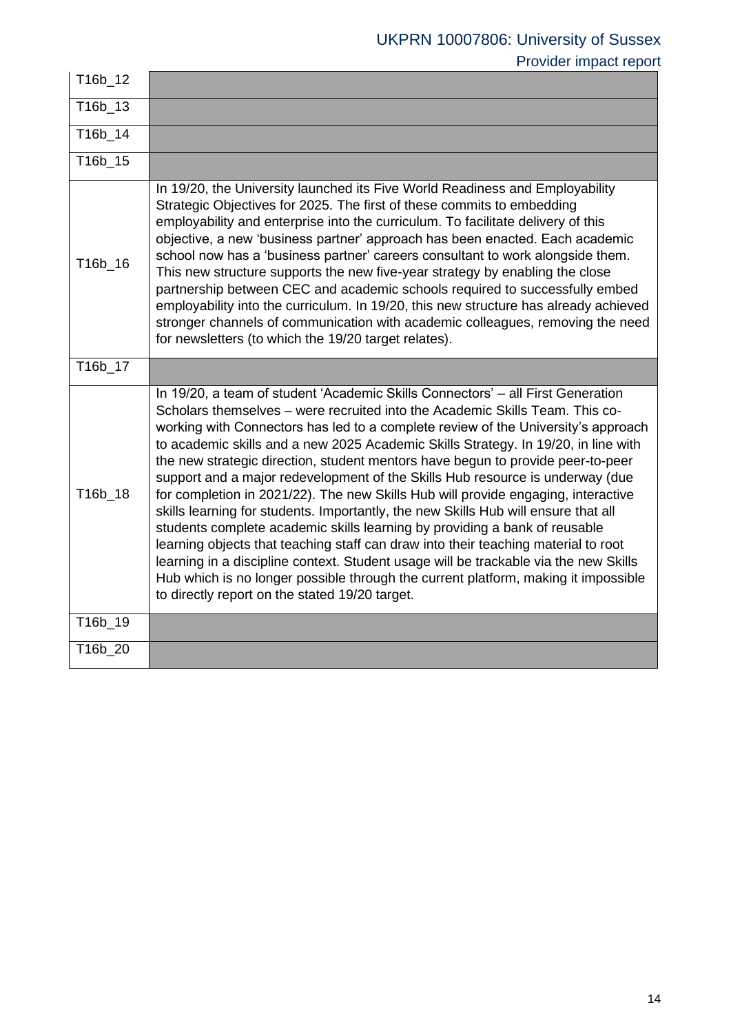| | |
|---|---|
| T16b_12 | |
| T16b_13 | |
| T16b_14 | |
| T16b_15 | |
| T16b_16 | In 19/20, the University launched its Five World Readiness and Employability Strategic Objectives for 2025. The first of these commits to embedding employability and enterprise into the curriculum. To facilitate delivery of this objective, a new 'business partner' approach has been enacted. Each academic school now has a 'business partner' careers consultant to work alongside them. This new structure supports the new five-year strategy by enabling the close partnership between CEC and academic schools required to successfully embed employability into the curriculum. In 19/20, this new structure has already achieved stronger channels of communication with academic colleagues, removing the need for newsletters (to which the 19/20 target relates). |
| T16b_17 | |
| T16b_18 | In 19/20, a team of student 'Academic Skills Connectors' – all First Generation Scholars themselves – were recruited into the Academic Skills Team. This co-working with Connectors has led to a complete review of the University's approach to academic skills and a new 2025 Academic Skills Strategy. In 19/20, in line with the new strategic direction, student mentors have begun to provide peer-to-peer support and a major redevelopment of the Skills Hub resource is underway (due for completion in 2021/22). The new Skills Hub will provide engaging, interactive skills learning for students. Importantly, the new Skills Hub will ensure that all students complete academic skills learning by providing a bank of reusable learning objects that teaching staff can draw into their teaching material to root learning in a discipline context. Student usage will be trackable via the new Skills Hub which is no longer possible through the current platform, making it impossible to directly report on the stated 19/20 target. |
| T16b_19 | |
| T16b_20 | |